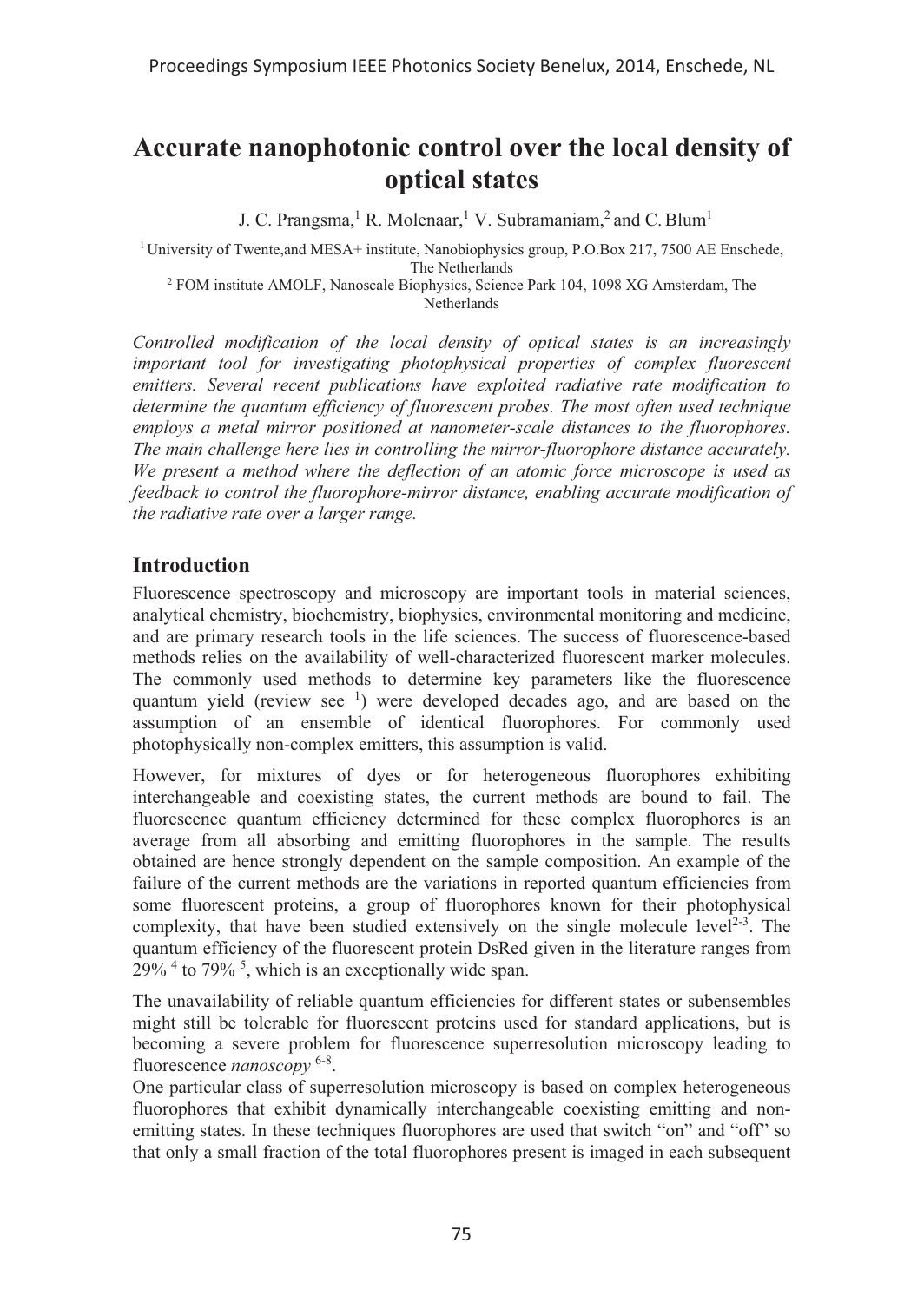# Accurate nanophotonic control over the local density of optical states

J. C. Prangsma,[1] R. Molenaar,[1] V. Subramaniam,[2] and C. Blum[1]

[1] University of Twente,and MESA+ institute, Nanobiophysics group, P.O.Box 217, 7500 AE Enschede, The Netherlands

[2] FOM institute AMOLF, Nanoscale Biophysics, Science Park 104, 1098 XG Amsterdam, The Netherlands

*Controlled modification of the local density of optical states is an increasingly important tool for investigating photophysical properties of complex fluorescent emitters. Several recent publications have exploited radiative rate modification to determine the quantum efficiency of fluorescent probes. The most often used technique employs a metal mirror positioned at nanometer-scale distances to the fluorophores. The main challenge here lies in controlling the mirror-fluorophore distance accurately. We present a method where the deflection of an atomic force microscope is used as feedback to control the fluorophore-mirror distance, enabling accurate modification of the radiative rate over a larger range.*

## Introduction

Fluorescence spectroscopy and microscopy are important tools in material sciences, analytical chemistry, biochemistry, biophysics, environmental monitoring and medicine, and are primary research tools in the life sciences. The success of fluorescence-based methods relies on the availability of well-characterized fluorescent marker molecules. The commonly used methods to determine key parameters like the fluorescence quantum yield (review see [1]) were developed decades ago, and are based on the assumption of an ensemble of identical fluorophores. For commonly used photophysically non-complex emitters, this assumption is valid.

However, for mixtures of dyes or for heterogeneous fluorophores exhibiting interchangeable and coexisting states, the current methods are bound to fail. The fluorescence quantum efficiency determined for these complex fluorophores is an average from all absorbing and emitting fluorophores in the sample. The results obtained are hence strongly dependent on the sample composition. An example of the failure of the current methods are the variations in reported quantum efficiencies from some fluorescent proteins, a group of fluorophores known for their photophysical complexity, that have been studied extensively on the single molecule level[2-3]. The quantum efficiency of the fluorescent protein DsRed given in the literature ranges from 29% [4] to 79% [5], which is an exceptionally wide span.

The unavailability of reliable quantum efficiencies for different states or subensembles might still be tolerable for fluorescent proteins used for standard applications, but is becoming a severe problem for fluorescence superresolution microscopy leading to fluorescence *nanoscopy* [6-8].

One particular class of superresolution microscopy is based on complex heterogeneous fluorophores that exhibit dynamically interchangeable coexisting emitting and non-emitting states. In these techniques fluorophores are used that switch "on" and "off" so that only a small fraction of the total fluorophores present is imaged in each subsequent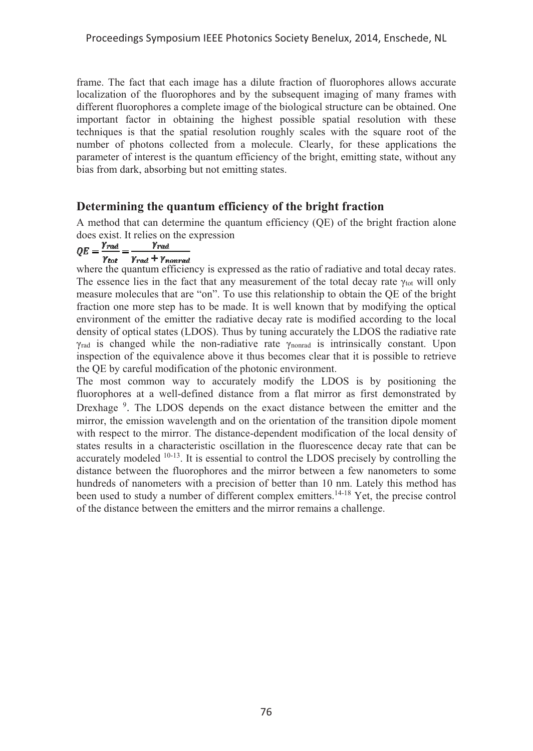frame. The fact that each image has a dilute fraction of fluorophores allows accurate localization of the fluorophores and by the subsequent imaging of many frames with different fluorophores a complete image of the biological structure can be obtained. One important factor in obtaining the highest possible spatial resolution with these techniques is that the spatial resolution roughly scales with the square root of the number of photons collected from a molecule. Clearly, for these applications the parameter of interest is the quantum efficiency of the bright, emitting state, without any bias from dark, absorbing but not emitting states.

## Determining the quantum efficiency of the bright fraction

A method that can determine the quantum efficiency (QE) of the bright fraction alone does exist. It relies on the expression

$$QE = \frac{\gamma_{rad}}{\gamma_{tot}} = \frac{\gamma_{rad}}{\gamma_{rad} + \gamma_{nonrad}}$$

where the quantum efficiency is expressed as the ratio of radiative and total decay rates. The essence lies in the fact that any measurement of the total decay rate $\gamma_{tot}$ will only measure molecules that are "on". To use this relationship to obtain the QE of the bright fraction one more step has to be made. It is well known that by modifying the optical environment of the emitter the radiative decay rate is modified according to the local density of optical states (LDOS). Thus by tuning accurately the LDOS the radiative rate $\gamma_{rad}$ is changed while the non-radiative rate $\gamma_{nonrad}$ is intrinsically constant. Upon inspection of the equivalence above it thus becomes clear that it is possible to retrieve the QE by careful modification of the photonic environment.

The most common way to accurately modify the LDOS is by positioning the fluorophores at a well-defined distance from a flat mirror as first demonstrated by Drexhage [9]. The LDOS depends on the exact distance between the emitter and the mirror, the emission wavelength and on the orientation of the transition dipole moment with respect to the mirror. The distance-dependent modification of the local density of states results in a characteristic oscillation in the fluorescence decay rate that can be accurately modeled [10-13]. It is essential to control the LDOS precisely by controlling the distance between the fluorophores and the mirror between a few nanometers to some hundreds of nanometers with a precision of better than 10 nm. Lately this method has been used to study a number of different complex emitters.[14-18] Yet, the precise control of the distance between the emitters and the mirror remains a challenge.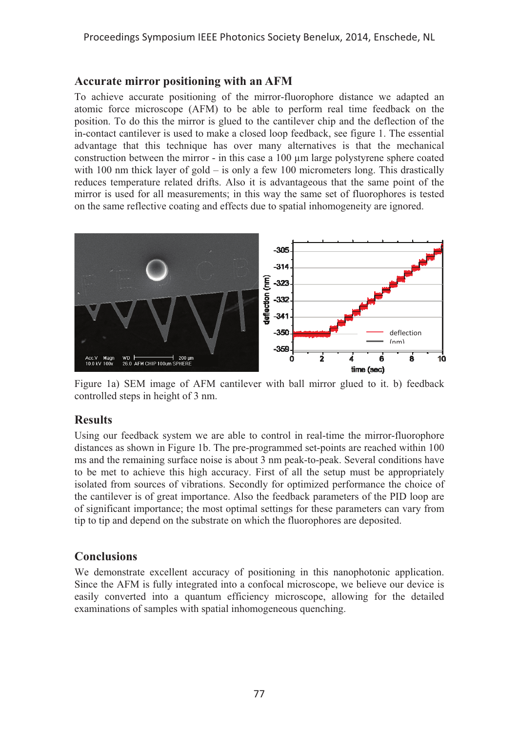## Accurate mirror positioning with an AFM

To achieve accurate positioning of the mirror-fluorophore distance we adapted an atomic force microscope (AFM) to be able to perform real time feedback on the position. To do this the mirror is glued to the cantilever chip and the deflection of the in-contact cantilever is used to make a closed loop feedback, see figure 1. The essential advantage that this technique has over many alternatives is that the mechanical construction between the mirror - in this case a 100 µm large polystyrene sphere coated with 100 nm thick layer of gold – is only a few 100 micrometers long. This drastically reduces temperature related drifts. Also it is advantageous that the same point of the mirror is used for all measurements; in this way the same set of fluorophores is tested on the same reflective coating and effects due to spatial inhomogeneity are ignored.

Figure 1a) SEM image of AFM cantilever with ball mirror glued to it. b) feedback controlled steps in height of 3 nm.

## Results

Using our feedback system we are able to control in real-time the mirror-fluorophore distances as shown in Figure 1b. The pre-programmed set-points are reached within 100 ms and the remaining surface noise is about 3 nm peak-to-peak. Several conditions have to be met to achieve this high accuracy. First of all the setup must be appropriately isolated from sources of vibrations. Secondly for optimized performance the choice of the cantilever is of great importance. Also the feedback parameters of the PID loop are of significant importance; the most optimal settings for these parameters can vary from tip to tip and depend on the substrate on which the fluorophores are deposited.

## Conclusions

We demonstrate excellent accuracy of positioning in this nanophotonic application. Since the AFM is fully integrated into a confocal microscope, we believe our device is easily converted into a quantum efficiency microscope, allowing for the detailed examinations of samples with spatial inhomogeneous quenching.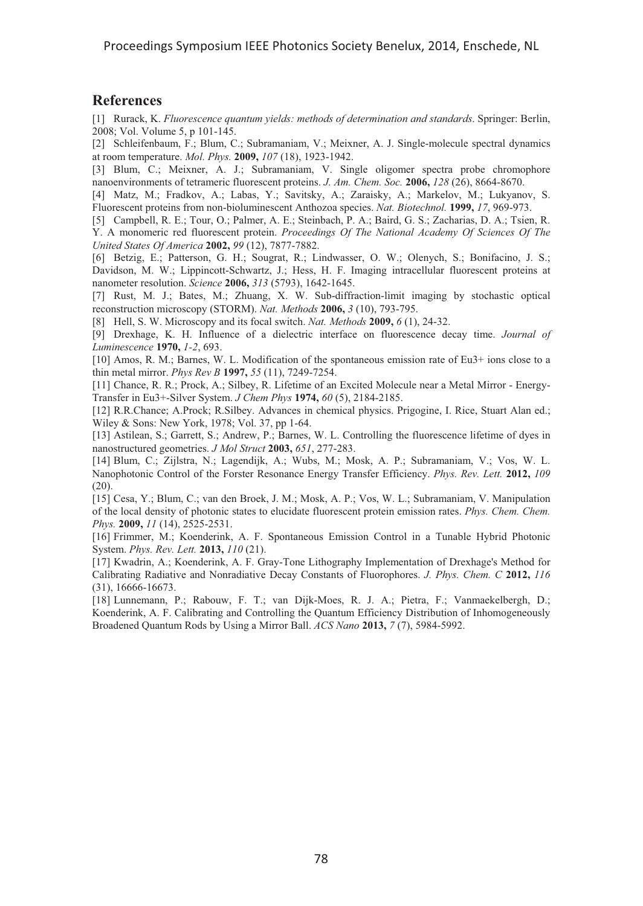## References

[1] Rurack, K. *Fluorescence quantum yields: methods of determination and standards*. Springer: Berlin, 2008; Vol. Volume 5, p 101-145.

[2] Schleifenbaum, F.; Blum, C.; Subramaniam, V.; Meixner, A. J. Single-molecule spectral dynamics at room temperature. *Mol. Phys.* **2009,** *107* (18), 1923-1942.

[3] Blum, C.; Meixner, A. J.; Subramaniam, V. Single oligomer spectra probe chromophore nanoenvironments of tetrameric fluorescent proteins. *J. Am. Chem. Soc.* **2006,** *128* (26), 8664-8670.

[4] Matz, M.; Fradkov, A.; Labas, Y.; Savitsky, A.; Zaraisky, A.; Markelov, M.; Lukyanov, S. Fluorescent proteins from non-bioluminescent Anthozoa species. *Nat. Biotechnol.* **1999,** *17*, 969-973.

[5] Campbell, R. E.; Tour, O.; Palmer, A. E.; Steinbach, P. A.; Baird, G. S.; Zacharias, D. A.; Tsien, R. Y. A monomeric red fluorescent protein. *Proceedings Of The National Academy Of Sciences Of The United States Of America* **2002,** *99* (12), 7877-7882.

[6] Betzig, E.; Patterson, G. H.; Sougrat, R.; Lindwasser, O. W.; Olenych, S.; Bonifacino, J. S.; Davidson, M. W.; Lippincott-Schwartz, J.; Hess, H. F. Imaging intracellular fluorescent proteins at nanometer resolution. *Science* **2006,** *313* (5793), 1642-1645.

[7] Rust, M. J.; Bates, M.; Zhuang, X. W. Sub-diffraction-limit imaging by stochastic optical reconstruction microscopy (STORM). *Nat. Methods* **2006,** *3* (10), 793-795.

[8] Hell, S. W. Microscopy and its focal switch. *Nat. Methods* **2009,** *6* (1), 24-32.

[9] Drexhage, K. H. Influence of a dielectric interface on fluorescence decay time. *Journal of Luminescence* **1970,** *1-2*, 693.

[10] Amos, R. M.; Barnes, W. L. Modification of the spontaneous emission rate of Eu3+ ions close to a thin metal mirror. *Phys Rev B* **1997,** *55* (11), 7249-7254.

[11] Chance, R. R.; Prock, A.; Silbey, R. Lifetime of an Excited Molecule near a Metal Mirror - Energy-Transfer in Eu3+-Silver System. *J Chem Phys* **1974,** *60* (5), 2184-2185.

[12] R.R.Chance; A.Prock; R.Silbey. Advances in chemical physics. Prigogine, I. Rice, Stuart Alan ed.; Wiley & Sons: New York, 1978; Vol. 37, pp 1-64.

[13] Astilean, S.; Garrett, S.; Andrew, P.; Barnes, W. L. Controlling the fluorescence lifetime of dyes in nanostructured geometries. *J Mol Struct* **2003,** *651*, 277-283.

[14] Blum, C.; Zijlstra, N.; Lagendijk, A.; Wubs, M.; Mosk, A. P.; Subramaniam, V.; Vos, W. L. Nanophotonic Control of the Forster Resonance Energy Transfer Efficiency. *Phys. Rev. Lett.* **2012,** *109* (20).

[15] Cesa, Y.; Blum, C.; van den Broek, J. M.; Mosk, A. P.; Vos, W. L.; Subramaniam, V. Manipulation of the local density of photonic states to elucidate fluorescent protein emission rates. *Phys. Chem. Chem. Phys.* **2009,** *11* (14), 2525-2531.

[16] Frimmer, M.; Koenderink, A. F. Spontaneous Emission Control in a Tunable Hybrid Photonic System. *Phys. Rev. Lett.* **2013,** *110* (21).

[17] Kwadrin, A.; Koenderink, A. F. Gray-Tone Lithography Implementation of Drexhage's Method for Calibrating Radiative and Nonradiative Decay Constants of Fluorophores. *J. Phys. Chem. C* **2012,** *116* (31), 16666-16673.

[18] Lunnemann, P.; Rabouw, F. T.; van Dijk-Moes, R. J. A.; Pietra, F.; Vanmaekelbergh, D.; Koenderink, A. F. Calibrating and Controlling the Quantum Efficiency Distribution of Inhomogeneously Broadened Quantum Rods by Using a Mirror Ball. *ACS Nano* **2013,** *7* (7), 5984-5992.